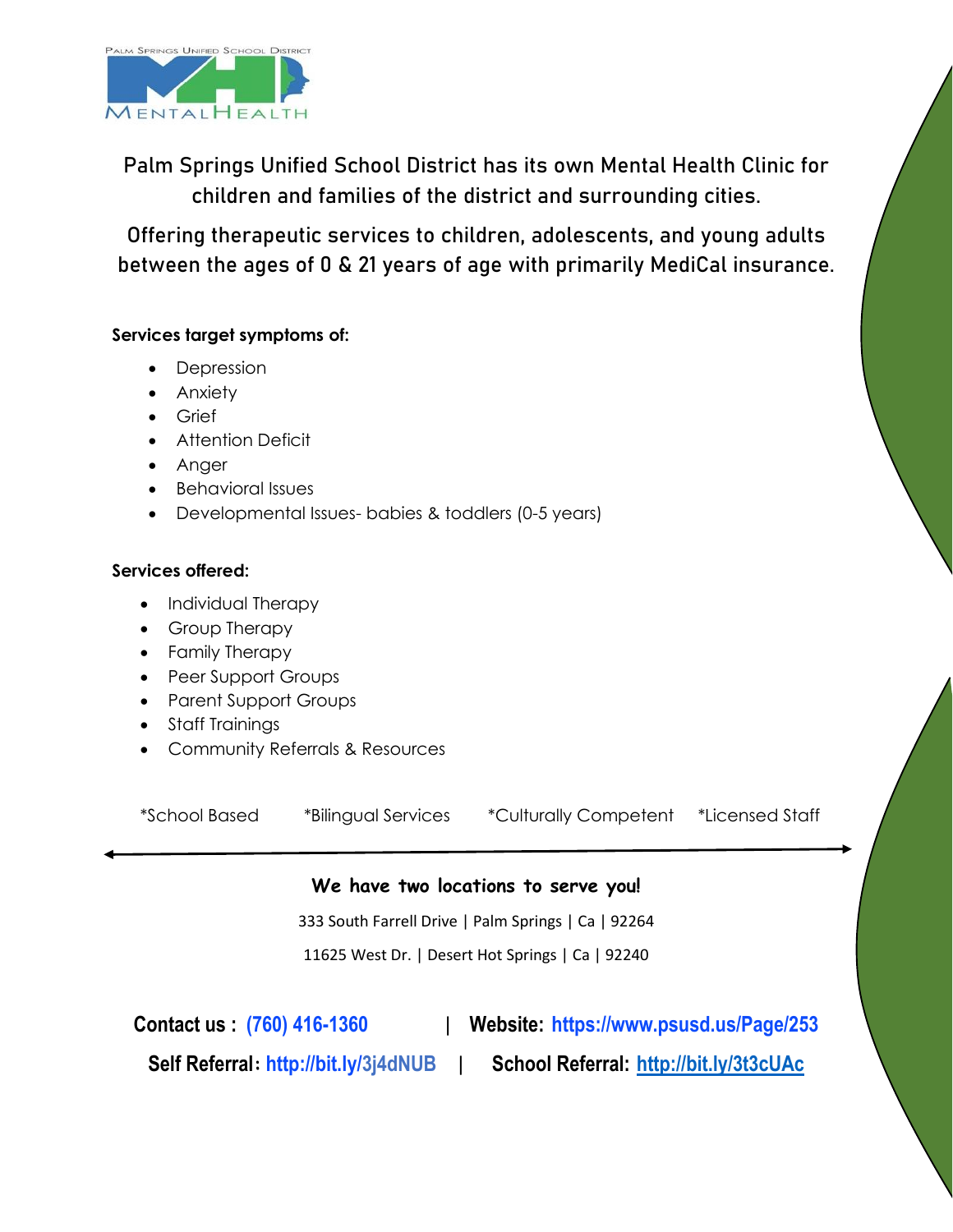Palm Springs Unified School District

Mental Health

Palm Springs Unified School District has its own Mental Health Clinic for children and families of the district and surrounding cities.

Offering therapeutic services to children, adolescents, and young adults between the ages of 0 & 21 years of age with primarily MediCal insurance.

**Services target symptoms of:**

- Depression
- Anxiety
- Grief
- Attention Deficit
- Anger
- Behavioral Issues
- Developmental Issues- babies & toddlers (0-5 years)

**Services offered:**

- Individual Therapy
- Group Therapy
- Family Therapy
- Peer Support Groups
- Parent Support Groups
- Staff Trainings
- Community Referrals & Resources

*School Based *Bilingual Services *Culturally Competent *Licensed Staff

**We have two locations to serve you!**

333 South Farrell Drive | Palm Springs | Ca | 92264

11625 West Dr. | Desert Hot Springs | Ca | 92240

**Contact us :** (760) 416-1360 | **Website:** https://www.psusd.us/Page/253

**Self Referral:** http://bit.ly/3j4dNUB | **School Referral:** http://bit.ly/3t3cUAc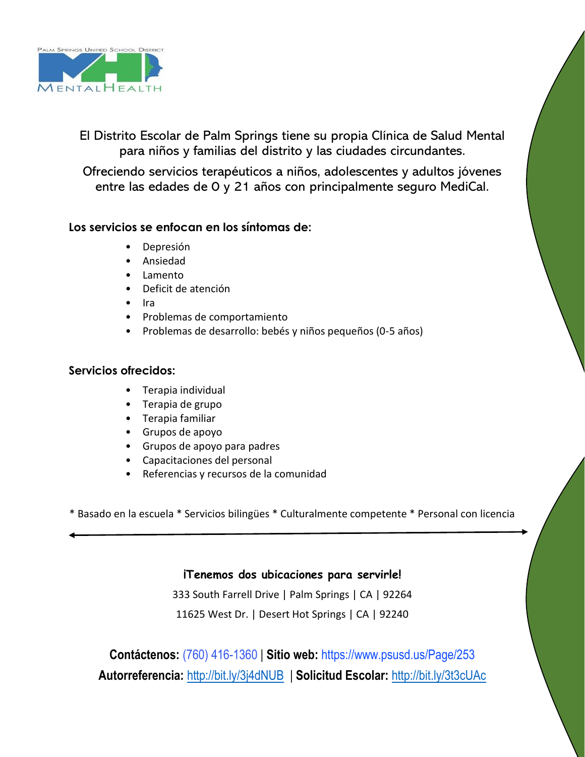PALM SPRINGS UNIFIED SCHOOL DISTRICT

MENTAL HEALTH

El Distrito Escolar de Palm Springs tiene su propia Clínica de Salud Mental para niños y familias del distrito y las ciudades circundantes.

Ofreciendo servicios terapéuticos a niños, adolescentes y adultos jóvenes entre las edades de 0 y 21 años con principalmente seguro MediCal.

**Los servicios se enfocan en los síntomas de:**

- Depresión
- Ansiedad
- Lamento
- Deficit de atención
- Ira
- Problemas de comportamiento
- Problemas de desarrollo: bebés y niños pequeños (0-5 años)

**Servicios ofrecidos:**

- Terapia individual
- Terapia de grupo
- Terapia familiar
- Grupos de apoyo
- Grupos de apoyo para padres
- Capacitaciones del personal
- Referencias y recursos de la comunidad

* Basado en la escuela * Servicios bilingües * Culturalmente competente * Personal con licencia

**¡Tenemos dos ubicaciones para servirle!**

333 South Farrell Drive | Palm Springs | CA | 92264

11625 West Dr. | Desert Hot Springs | CA | 92240

**Contáctenos:** (760) 416-1360 | **Sitio web:** https://www.psusd.us/Page/253

**Autorreferencia:** http://bit.ly/3j4dNUB | **Solicitud Escolar:** http://bit.ly/3t3cUAc